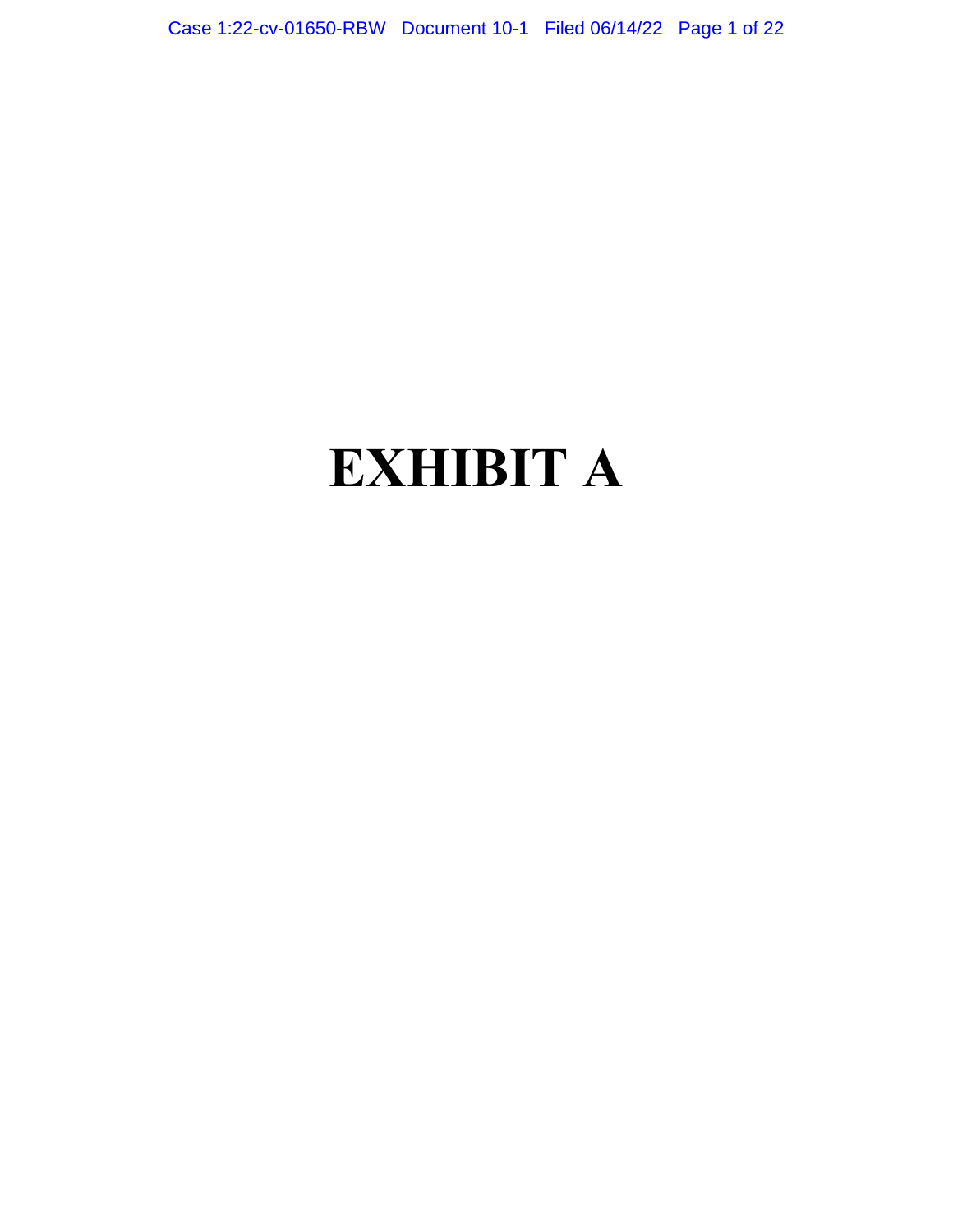# EXHIBIT A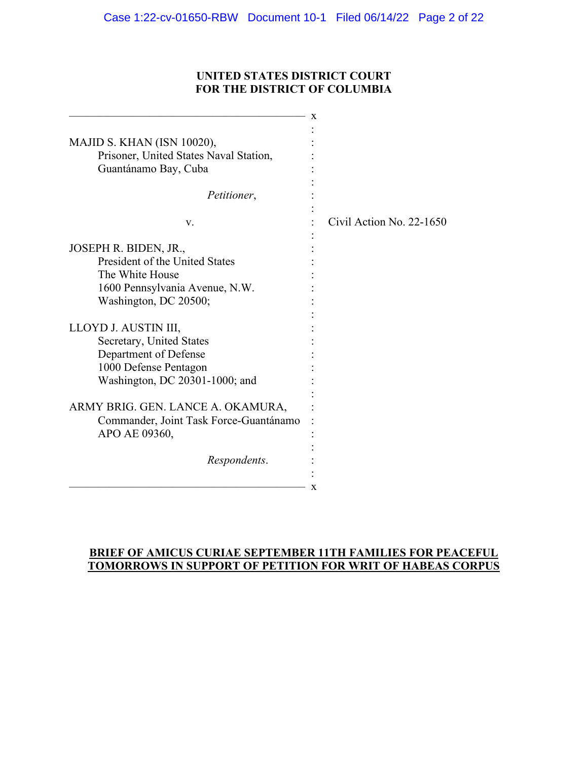**UNITED STATES DISTRICT COURT**
**FOR THE DISTRICT OF COLUMBIA**

MAJID S. KHAN (ISN 10020),
Prisoner, United States Naval Station,
Guantánamo Bay, Cuba

*Petitioner*,

v.

Civil Action No. 22-1650

JOSEPH R. BIDEN, JR.,
President of the United States
The White House
1600 Pennsylvania Avenue, N.W.
Washington, DC 20500;

LLOYD J. AUSTIN III,
Secretary, United States
Department of Defense
1000 Defense Pentagon
Washington, DC 20301-1000; and

ARMY BRIG. GEN. LANCE A. OKAMURA,
Commander, Joint Task Force-Guantánamo
APO AE 09360,

*Respondents*.

**BRIEF OF AMICUS CURIAE SEPTEMBER 11TH FAMILIES FOR PEACEFUL TOMORROWS IN SUPPORT OF PETITION FOR WRIT OF HABEAS CORPUS**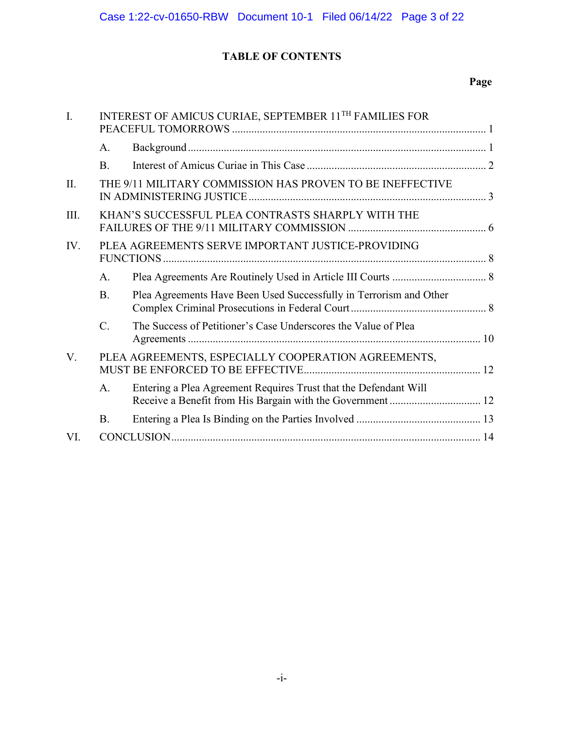# TABLE OF CONTENTS

| | | Page |
|---|---|---|
| I. | INTEREST OF AMICUS CURIAE, SEPTEMBER 11TH FAMILIES FOR PEACEFUL TOMORROWS | 1 |
| | A. Background | 1 |
| | B. Interest of Amicus Curiae in This Case | 2 |
| II. | THE 9/11 MILITARY COMMISSION HAS PROVEN TO BE INEFFECTIVE IN ADMINISTERING JUSTICE | 3 |
| III. | KHAN'S SUCCESSFUL PLEA CONTRASTS SHARPLY WITH THE FAILURES OF THE 9/11 MILITARY COMMISSION | 6 |
| IV. | PLEA AGREEMENTS SERVE IMPORTANT JUSTICE-PROVIDING FUNCTIONS | 8 |
| | A. Plea Agreements Are Routinely Used in Article III Courts | 8 |
| | B. Plea Agreements Have Been Used Successfully in Terrorism and Other Complex Criminal Prosecutions in Federal Court | 8 |
| | C. The Success of Petitioner's Case Underscores the Value of Plea Agreements | 10 |
| V. | PLEA AGREEMENTS, ESPECIALLY COOPERATION AGREEMENTS, MUST BE ENFORCED TO BE EFFECTIVE | 12 |
| | A. Entering a Plea Agreement Requires Trust that the Defendant Will Receive a Benefit from His Bargain with the Government | 12 |
| | B. Entering a Plea Is Binding on the Parties Involved | 13 |
| VI. | CONCLUSION | 14 |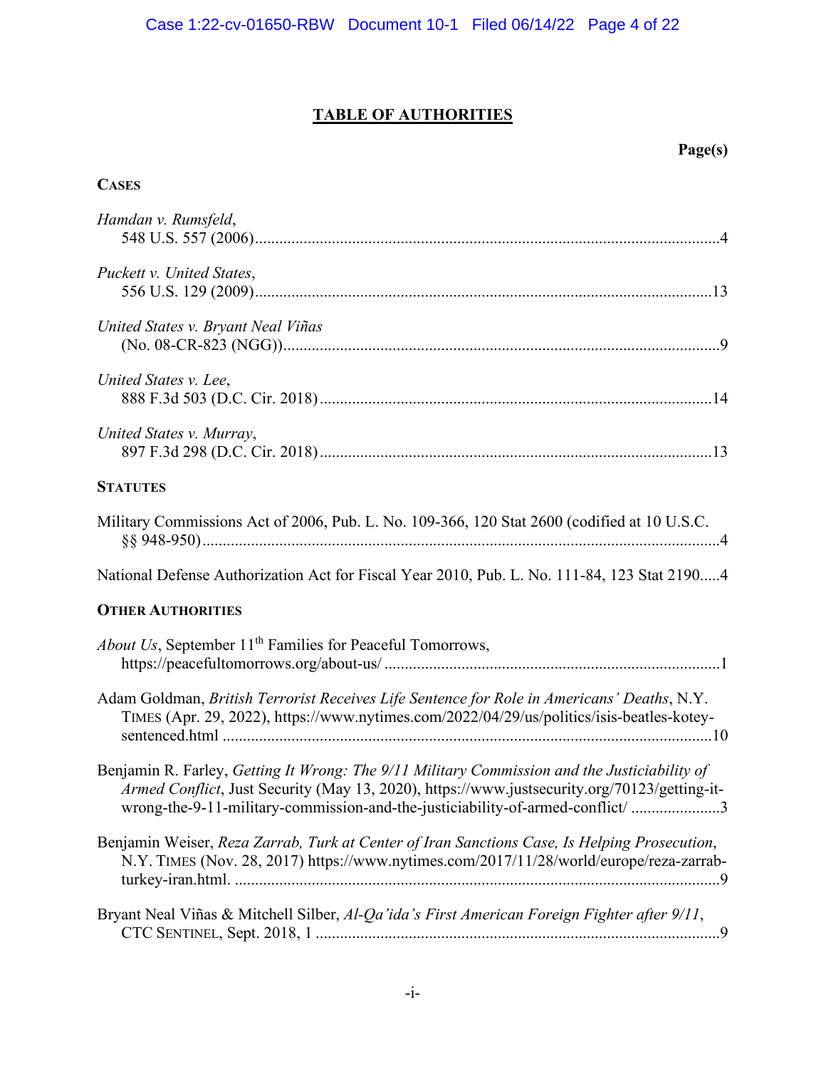# TABLE OF AUTHORITIES

**Page(s)**

**CASES**

*Hamdan v. Rumsfeld*,
548 U.S. 557 (2006)....................................................................................................................4

*Puckett v. United States*,
556 U.S. 129 (2009)..................................................................................................................13

*United States v. Bryant Neal Viñas*
(No. 08-CR-823 (NGG))...............................................................................................................9

*United States v. Lee*,
888 F.3d 503 (D.C. Cir. 2018)..................................................................................................14

*United States v. Murray*,
897 F.3d 298 (D.C. Cir. 2018)..................................................................................................13

**STATUTES**

Military Commissions Act of 2006, Pub. L. No. 109-366, 120 Stat 2600 (codified at 10 U.S.C. §§ 948-950).................................................................................................................................4

National Defense Authorization Act for Fiscal Year 2010, Pub. L. No. 111-84, 123 Stat 2190.....4

**OTHER AUTHORITIES**

*About Us*, September 11th Families for Peaceful Tomorrows,
https://peacefultomorrows.org/about-us/ ...................................................................................1

Adam Goldman, *British Terrorist Receives Life Sentence for Role in Americans' Deaths*, N.Y. TIMES (Apr. 29, 2022), https://www.nytimes.com/2022/04/29/us/politics/isis-beatles-kotey-sentenced.html .........................................................................................................................10

Benjamin R. Farley, *Getting It Wrong: The 9/11 Military Commission and the Justiciability of Armed Conflict*, Just Security (May 13, 2020), https://www.justsecurity.org/70123/getting-it-wrong-the-9-11-military-commission-and-the-justiciability-of-armed-conflict/ .......................3

Benjamin Weiser, *Reza Zarrab, Turk at Center of Iran Sanctions Case, Is Helping Prosecution*, N.Y. TIMES (Nov. 28, 2017) https://www.nytimes.com/2017/11/28/world/europe/reza-zarrab-turkey-iran.html. .........................................................................................................................9

Bryant Neal Viñas & Mitchell Silber, *Al-Qa'ida's First American Foreign Fighter after 9/11*, CTC SENTINEL, Sept. 2018, 1 ......................................................................................................9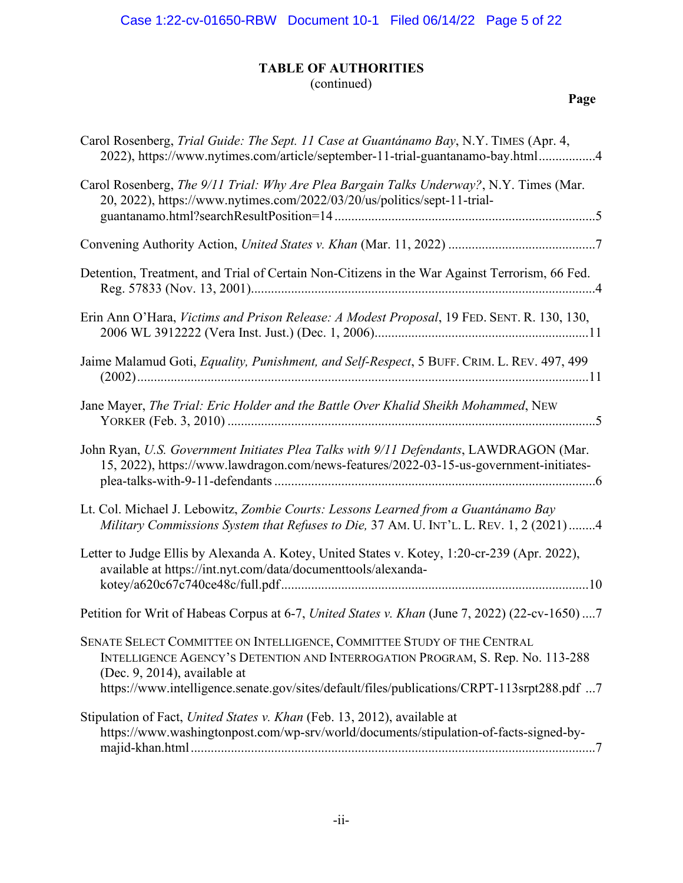## TABLE OF AUTHORITIES
(continued)

**Page**

Carol Rosenberg, *Trial Guide: The Sept. 11 Case at Guantánamo Bay*, N.Y. TIMES (Apr. 4, 2022), https://www.nytimes.com/article/september-11-trial-guantanamo-bay.html.................4

Carol Rosenberg, *The 9/11 Trial: Why Are Plea Bargain Talks Underway?*, N.Y. Times (Mar. 20, 2022), https://www.nytimes.com/2022/03/20/us/politics/sept-11-trial-guantanamo.html?searchResultPosition=14 .............................................................................5

Convening Authority Action, *United States v. Khan* (Mar. 11, 2022) ............................................7

Detention, Treatment, and Trial of Certain Non-Citizens in the War Against Terrorism, 66 Fed. Reg. 57833 (Nov. 13, 2001).......................................................................................................4

Erin Ann O'Hara, *Victims and Prison Release: A Modest Proposal*, 19 FED. SENT. R. 130, 130, 2006 WL 3912222 (Vera Inst. Just.) (Dec. 1, 2006)................................................................11

Jaime Malamud Goti, *Equality, Punishment, and Self-Respect*, 5 BUFF. CRIM. L. REV. 497, 499 (2002).......................................................................................................................................11

Jane Mayer, *The Trial: Eric Holder and the Battle Over Khalid Sheikh Mohammed*, NEW YORKER (Feb. 3, 2010) .............................................................................................................5

John Ryan, *U.S. Government Initiates Plea Talks with 9/11 Defendants*, LAWDRAGON (Mar. 15, 2022), https://www.lawdragon.com/news-features/2022-03-15-us-government-initiates-plea-talks-with-9-11-defendants ................................................................................................6

Lt. Col. Michael J. Lebowitz, *Zombie Courts: Lessons Learned from a Guantánamo Bay Military Commissions System that Refuses to Die,* 37 AM. U. INT'L. L. REV. 1, 2 (2021)........4

Letter to Judge Ellis by Alexanda A. Kotey, United States v. Kotey, 1:20-cr-239 (Apr. 2022), available at https://int.nyt.com/data/documenttools/alexanda-kotey/a620c67c740ce48c/full.pdf...........................................................................................10

Petition for Writ of Habeas Corpus at 6-7, *United States v. Khan* (June 7, 2022) (22-cv-1650) ....7

SENATE SELECT COMMITTEE ON INTELLIGENCE, COMMITTEE STUDY OF THE CENTRAL INTELLIGENCE AGENCY'S DETENTION AND INTERROGATION PROGRAM, S. Rep. No. 113-288 (Dec. 9, 2014), available at https://www.intelligence.senate.gov/sites/default/files/publications/CRPT-113srpt288.pdf ...7

Stipulation of Fact, *United States v. Khan* (Feb. 13, 2012), available at https://www.washingtonpost.com/wp-srv/world/documents/stipulation-of-facts-signed-by-majid-khan.html........................................................................................................................7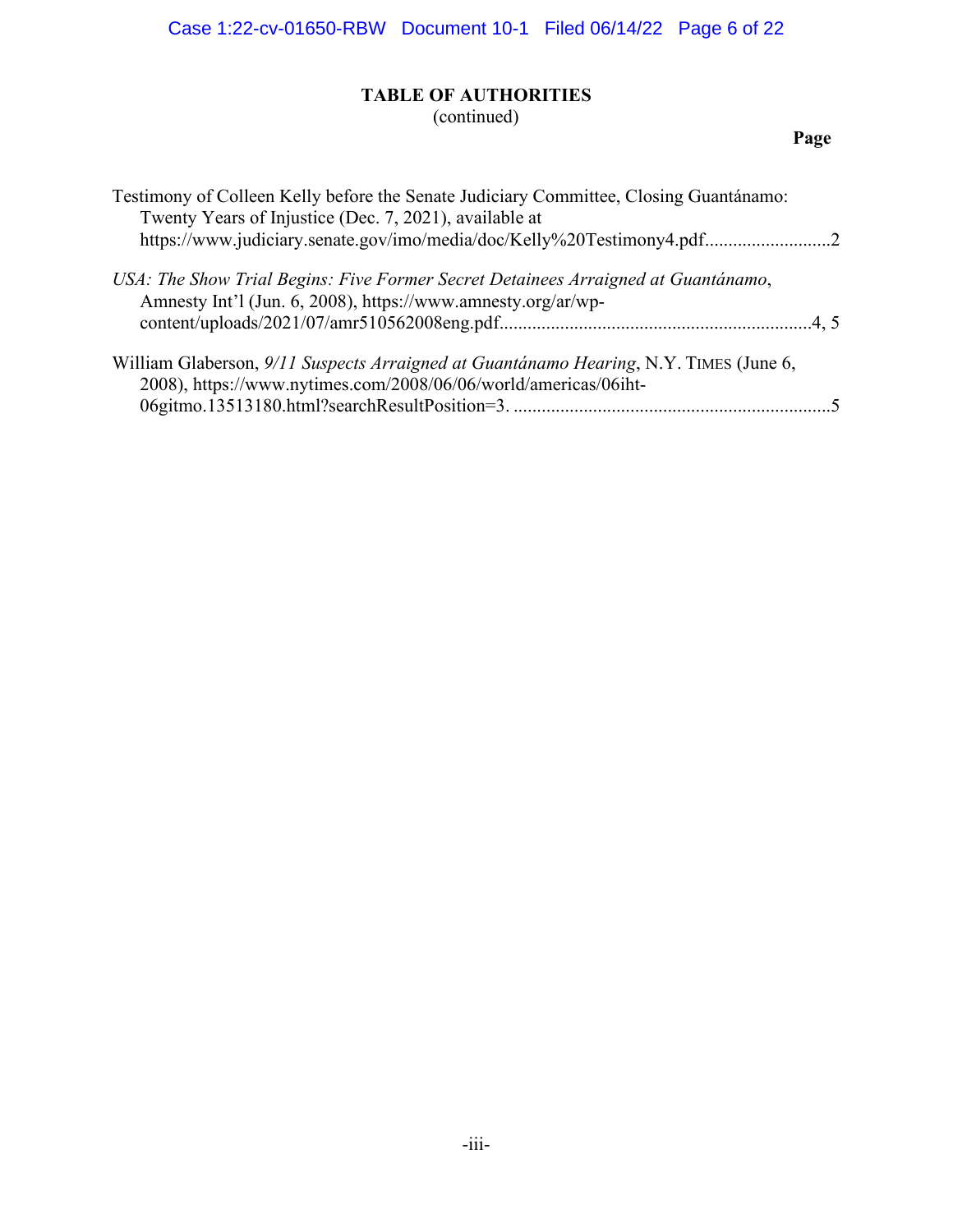# TABLE OF AUTHORITIES
(continued)

**Page**

Testimony of Colleen Kelly before the Senate Judiciary Committee, Closing Guantánamo: Twenty Years of Injustice (Dec. 7, 2021), available at https://www.judiciary.senate.gov/imo/media/doc/Kelly%20Testimony4.pdf...........................2

*USA: The Show Trial Begins: Five Former Secret Detainees Arraigned at Guantánamo*, Amnesty Int'l (Jun. 6, 2008), https://www.amnesty.org/ar/wp-content/uploads/2021/07/amr510562008eng.pdf..................................................................4, 5

William Glaberson, *9/11 Suspects Arraigned at Guantánamo Hearing*, N.Y. TIMES (June 6, 2008), https://www.nytimes.com/2008/06/06/world/americas/06iht-06gitmo.13513180.html?searchResultPosition=3. ....................................................................5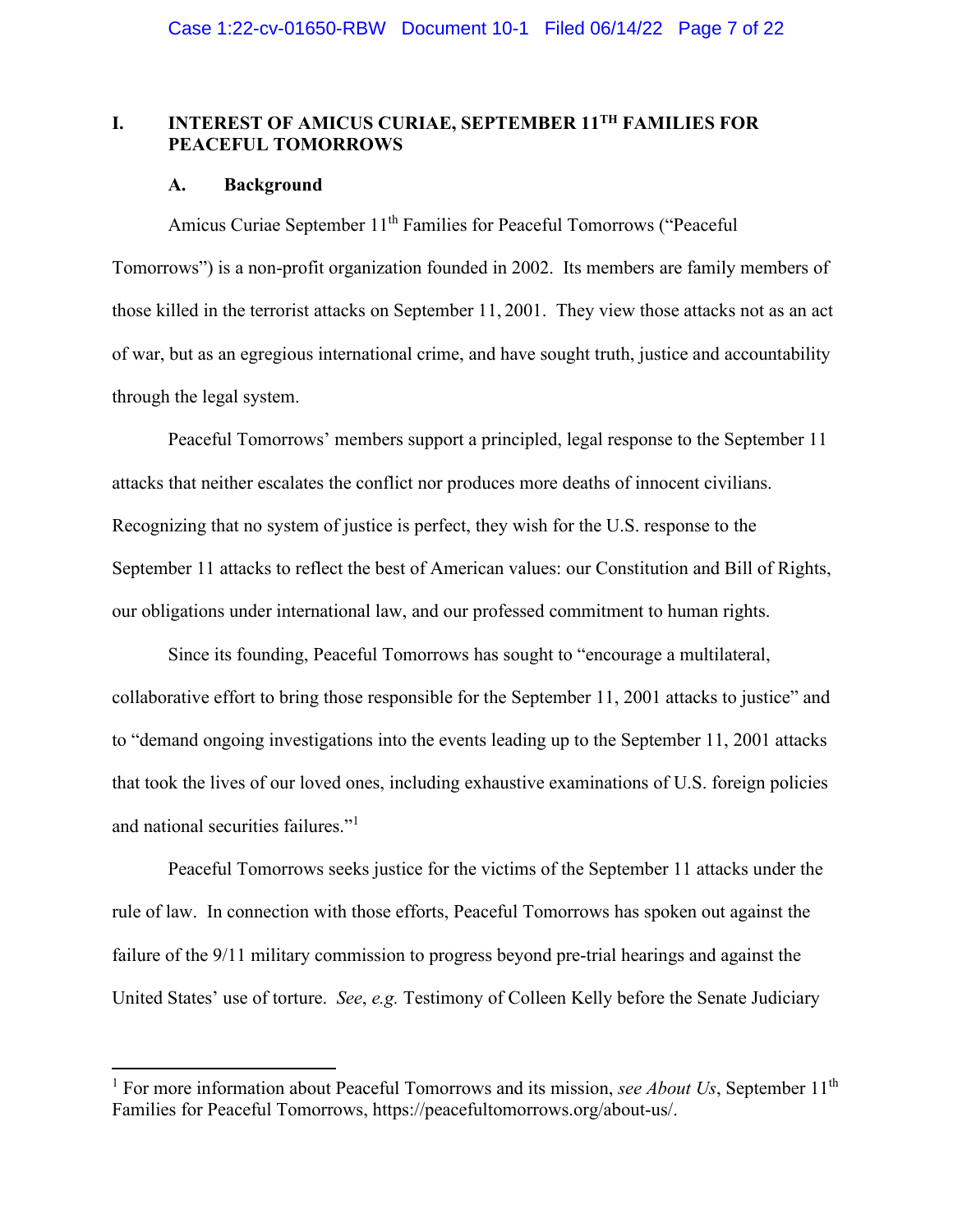## I. INTEREST OF AMICUS CURIAE, SEPTEMBER 11TH FAMILIES FOR PEACEFUL TOMORROWS

### A. Background

Amicus Curiae September 11th Families for Peaceful Tomorrows ("Peaceful Tomorrows") is a non-profit organization founded in 2002. Its members are family members of those killed in the terrorist attacks on September 11, 2001. They view those attacks not as an act of war, but as an egregious international crime, and have sought truth, justice and accountability through the legal system.

Peaceful Tomorrows' members support a principled, legal response to the September 11 attacks that neither escalates the conflict nor produces more deaths of innocent civilians. Recognizing that no system of justice is perfect, they wish for the U.S. response to the September 11 attacks to reflect the best of American values: our Constitution and Bill of Rights, our obligations under international law, and our professed commitment to human rights.

Since its founding, Peaceful Tomorrows has sought to "encourage a multilateral, collaborative effort to bring those responsible for the September 11, 2001 attacks to justice" and to "demand ongoing investigations into the events leading up to the September 11, 2001 attacks that took the lives of our loved ones, including exhaustive examinations of U.S. foreign policies and national securities failures."[1]

Peaceful Tomorrows seeks justice for the victims of the September 11 attacks under the rule of law. In connection with those efforts, Peaceful Tomorrows has spoken out against the failure of the 9/11 military commission to progress beyond pre-trial hearings and against the United States' use of torture. *See*, *e.g.* Testimony of Colleen Kelly before the Senate Judiciary

---

[1] For more information about Peaceful Tomorrows and its mission, *see About Us*, September 11th Families for Peaceful Tomorrows, https://peacefultomorrows.org/about-us/.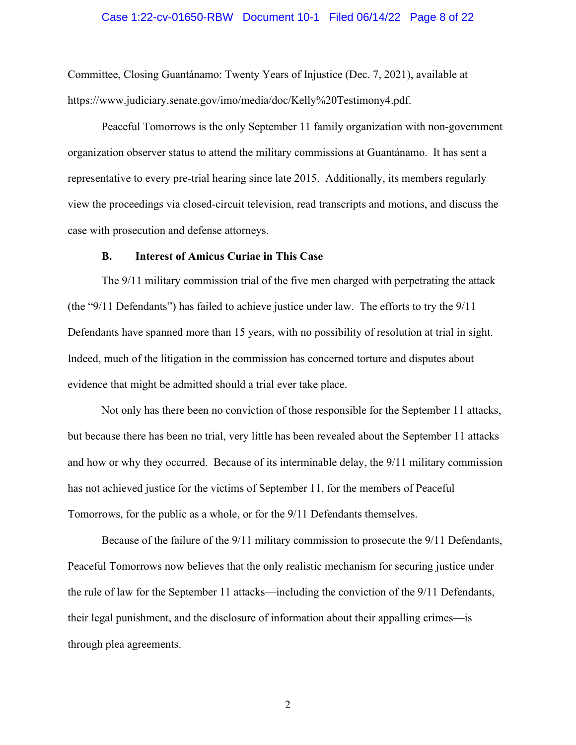Committee, Closing Guantánamo: Twenty Years of Injustice (Dec. 7, 2021), available at https://www.judiciary.senate.gov/imo/media/doc/Kelly%20Testimony4.pdf.

Peaceful Tomorrows is the only September 11 family organization with non-government organization observer status to attend the military commissions at Guantánamo. It has sent a representative to every pre-trial hearing since late 2015. Additionally, its members regularly view the proceedings via closed-circuit television, read transcripts and motions, and discuss the case with prosecution and defense attorneys.

### B. Interest of Amicus Curiae in This Case

The 9/11 military commission trial of the five men charged with perpetrating the attack (the "9/11 Defendants") has failed to achieve justice under law. The efforts to try the 9/11 Defendants have spanned more than 15 years, with no possibility of resolution at trial in sight. Indeed, much of the litigation in the commission has concerned torture and disputes about evidence that might be admitted should a trial ever take place.

Not only has there been no conviction of those responsible for the September 11 attacks, but because there has been no trial, very little has been revealed about the September 11 attacks and how or why they occurred. Because of its interminable delay, the 9/11 military commission has not achieved justice for the victims of September 11, for the members of Peaceful Tomorrows, for the public as a whole, or for the 9/11 Defendants themselves.

Because of the failure of the 9/11 military commission to prosecute the 9/11 Defendants, Peaceful Tomorrows now believes that the only realistic mechanism for securing justice under the rule of law for the September 11 attacks—including the conviction of the 9/11 Defendants, their legal punishment, and the disclosure of information about their appalling crimes—is through plea agreements.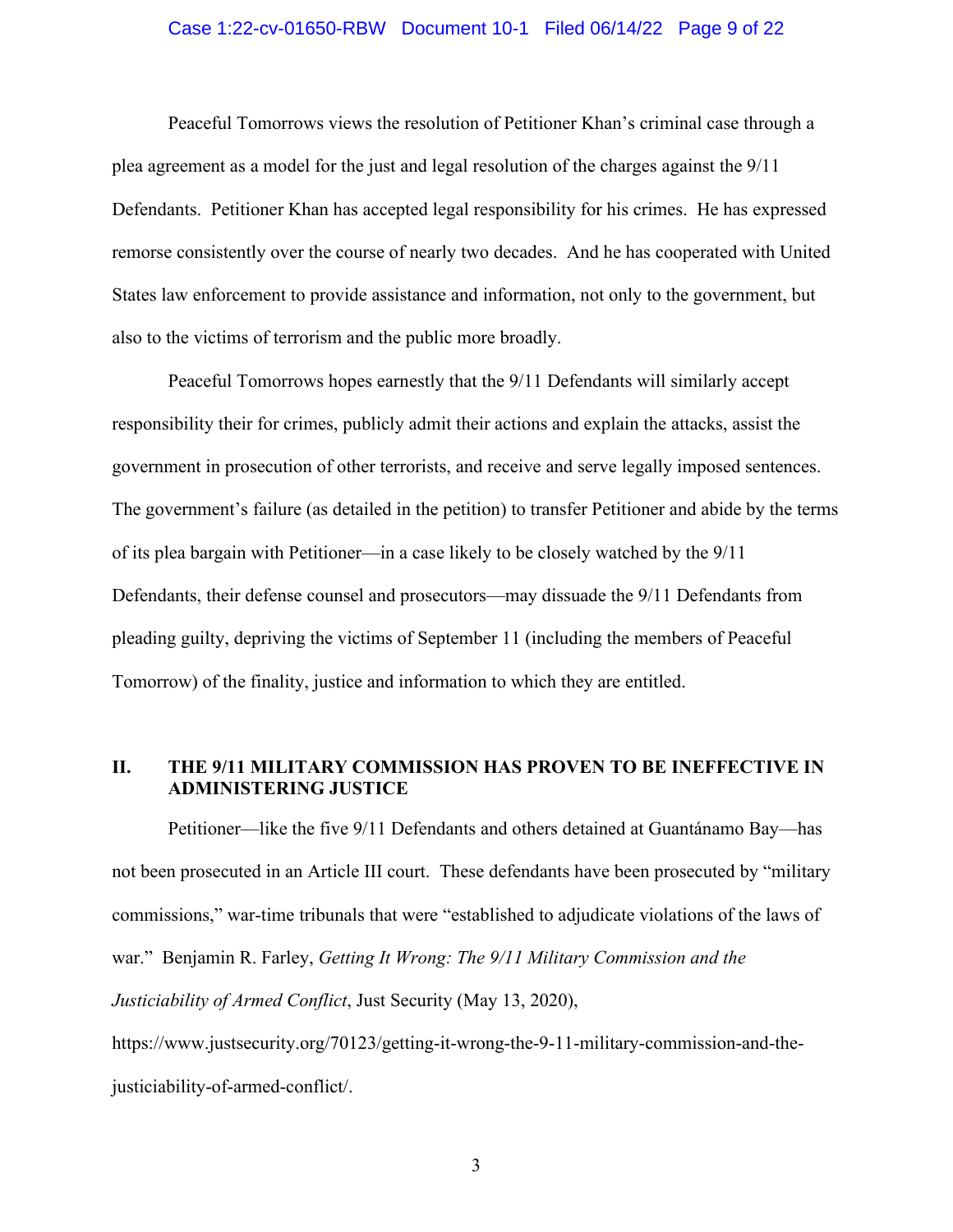Peaceful Tomorrows views the resolution of Petitioner Khan's criminal case through a plea agreement as a model for the just and legal resolution of the charges against the 9/11 Defendants. Petitioner Khan has accepted legal responsibility for his crimes. He has expressed remorse consistently over the course of nearly two decades. And he has cooperated with United States law enforcement to provide assistance and information, not only to the government, but also to the victims of terrorism and the public more broadly.

Peaceful Tomorrows hopes earnestly that the 9/11 Defendants will similarly accept responsibility their for crimes, publicly admit their actions and explain the attacks, assist the government in prosecution of other terrorists, and receive and serve legally imposed sentences. The government's failure (as detailed in the petition) to transfer Petitioner and abide by the terms of its plea bargain with Petitioner—in a case likely to be closely watched by the 9/11 Defendants, their defense counsel and prosecutors—may dissuade the 9/11 Defendants from pleading guilty, depriving the victims of September 11 (including the members of Peaceful Tomorrow) of the finality, justice and information to which they are entitled.

## II. THE 9/11 MILITARY COMMISSION HAS PROVEN TO BE INEFFECTIVE IN ADMINISTERING JUSTICE

Petitioner—like the five 9/11 Defendants and others detained at Guantánamo Bay—has not been prosecuted in an Article III court. These defendants have been prosecuted by "military commissions," war-time tribunals that were "established to adjudicate violations of the laws of war." Benjamin R. Farley, *Getting It Wrong: The 9/11 Military Commission and the Justiciability of Armed Conflict*, Just Security (May 13, 2020), https://www.justsecurity.org/70123/getting-it-wrong-the-9-11-military-commission-and-the-justiciability-of-armed-conflict/.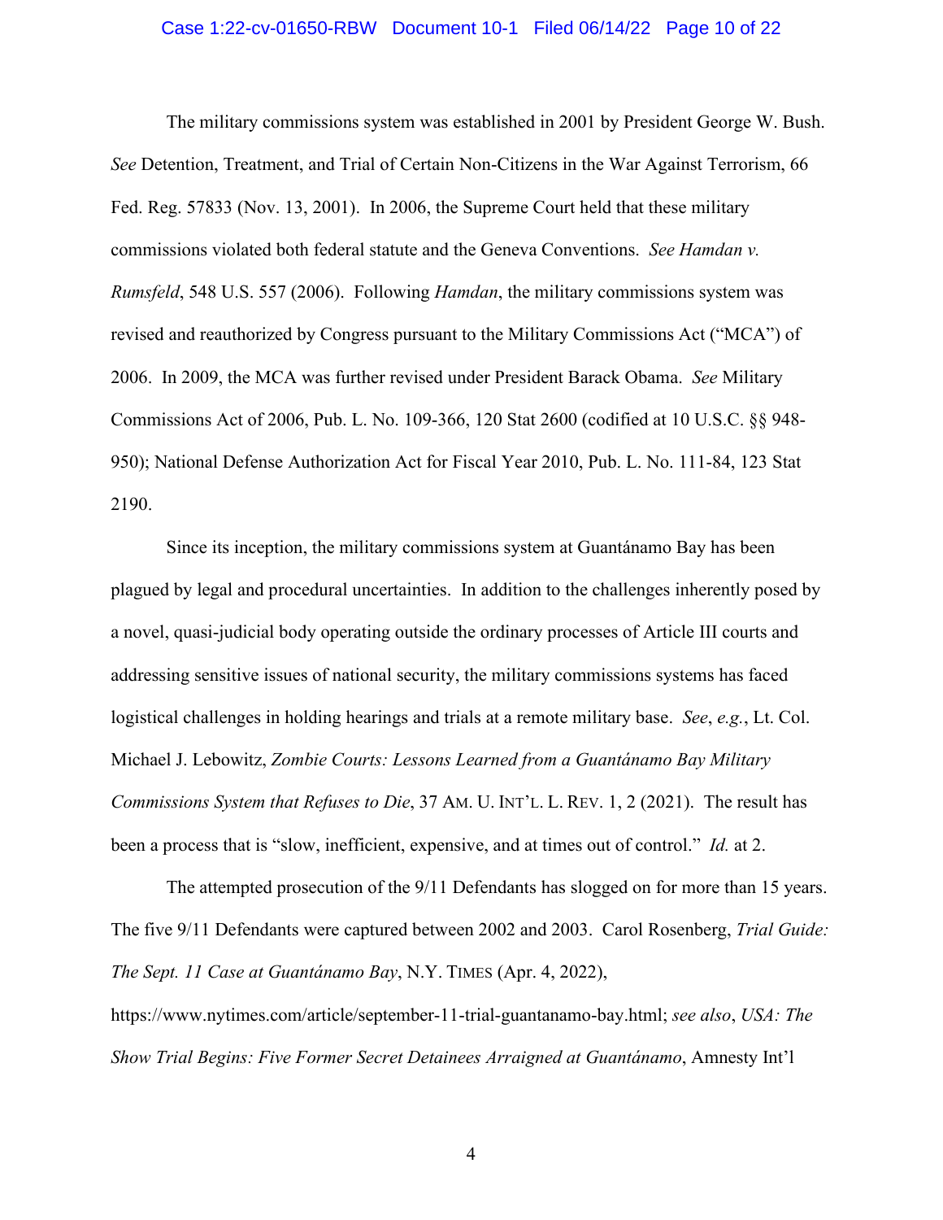The military commissions system was established in 2001 by President George W. Bush. *See* Detention, Treatment, and Trial of Certain Non-Citizens in the War Against Terrorism, 66 Fed. Reg. 57833 (Nov. 13, 2001). In 2006, the Supreme Court held that these military commissions violated both federal statute and the Geneva Conventions. *See Hamdan v. Rumsfeld*, 548 U.S. 557 (2006). Following *Hamdan*, the military commissions system was revised and reauthorized by Congress pursuant to the Military Commissions Act ("MCA") of 2006. In 2009, the MCA was further revised under President Barack Obama. *See* Military Commissions Act of 2006, Pub. L. No. 109-366, 120 Stat 2600 (codified at 10 U.S.C. §§ 948-950); National Defense Authorization Act for Fiscal Year 2010, Pub. L. No. 111-84, 123 Stat 2190.

Since its inception, the military commissions system at Guantánamo Bay has been plagued by legal and procedural uncertainties. In addition to the challenges inherently posed by a novel, quasi-judicial body operating outside the ordinary processes of Article III courts and addressing sensitive issues of national security, the military commissions systems has faced logistical challenges in holding hearings and trials at a remote military base. *See*, *e.g.*, Lt. Col. Michael J. Lebowitz, *Zombie Courts: Lessons Learned from a Guantánamo Bay Military Commissions System that Refuses to Die*, 37 AM. U. INT'L. L. REV. 1, 2 (2021). The result has been a process that is "slow, inefficient, expensive, and at times out of control." *Id.* at 2.

The attempted prosecution of the 9/11 Defendants has slogged on for more than 15 years. The five 9/11 Defendants were captured between 2002 and 2003. Carol Rosenberg, *Trial Guide: The Sept. 11 Case at Guantánamo Bay*, N.Y. TIMES (Apr. 4, 2022), https://www.nytimes.com/article/september-11-trial-guantanamo-bay.html; *see also*, *USA: The Show Trial Begins: Five Former Secret Detainees Arraigned at Guantánamo*, Amnesty Int'l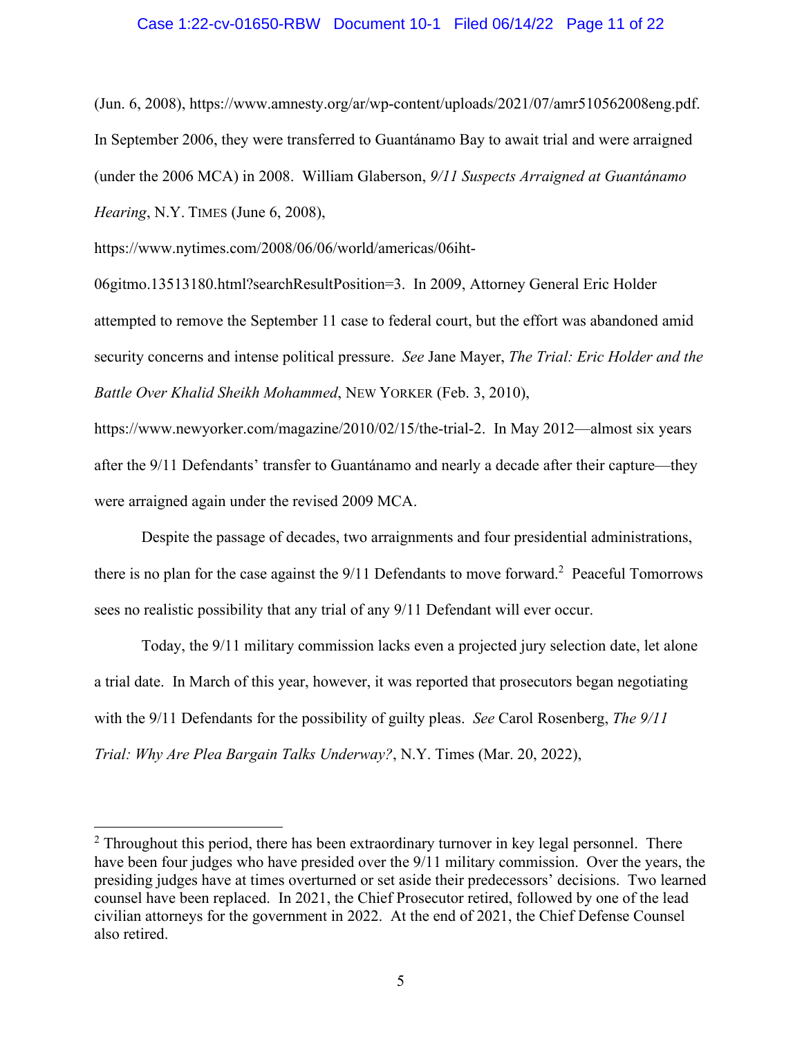(Jun. 6, 2008), https://www.amnesty.org/ar/wp-content/uploads/2021/07/amr510562008eng.pdf. In September 2006, they were transferred to Guantánamo Bay to await trial and were arraigned (under the 2006 MCA) in 2008. William Glaberson, *9/11 Suspects Arraigned at Guantánamo Hearing*, N.Y. TIMES (June 6, 2008), https://www.nytimes.com/2008/06/06/world/americas/06iht-06gitmo.13513180.html?searchResultPosition=3. In 2009, Attorney General Eric Holder attempted to remove the September 11 case to federal court, but the effort was abandoned amid security concerns and intense political pressure. *See* Jane Mayer, *The Trial: Eric Holder and the Battle Over Khalid Sheikh Mohammed*, NEW YORKER (Feb. 3, 2010), https://www.newyorker.com/magazine/2010/02/15/the-trial-2. In May 2012—almost six years after the 9/11 Defendants' transfer to Guantánamo and nearly a decade after their capture—they were arraigned again under the revised 2009 MCA.

Despite the passage of decades, two arraignments and four presidential administrations, there is no plan for the case against the 9/11 Defendants to move forward.[2] Peaceful Tomorrows sees no realistic possibility that any trial of any 9/11 Defendant will ever occur.

Today, the 9/11 military commission lacks even a projected jury selection date, let alone a trial date. In March of this year, however, it was reported that prosecutors began negotiating with the 9/11 Defendants for the possibility of guilty pleas. *See* Carol Rosenberg, *The 9/11 Trial: Why Are Plea Bargain Talks Underway?*, N.Y. Times (Mar. 20, 2022),

---

[2] Throughout this period, there has been extraordinary turnover in key legal personnel. There have been four judges who have presided over the 9/11 military commission. Over the years, the presiding judges have at times overturned or set aside their predecessors' decisions. Two learned counsel have been replaced. In 2021, the Chief Prosecutor retired, followed by one of the lead civilian attorneys for the government in 2022. At the end of 2021, the Chief Defense Counsel also retired.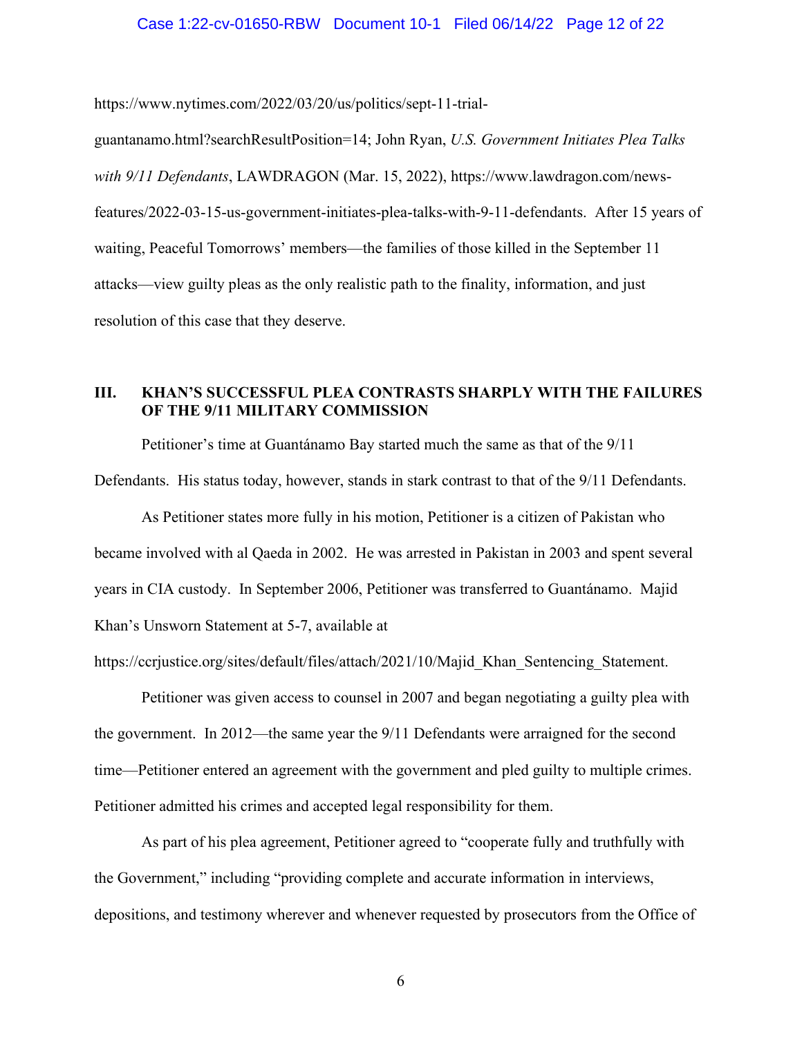https://www.nytimes.com/2022/03/20/us/politics/sept-11-trial-guantanamo.html?searchResultPosition=14; John Ryan, *U.S. Government Initiates Plea Talks with 9/11 Defendants*, LAWDRAGON (Mar. 15, 2022), https://www.lawdragon.com/news-features/2022-03-15-us-government-initiates-plea-talks-with-9-11-defendants. After 15 years of waiting, Peaceful Tomorrows' members—the families of those killed in the September 11 attacks—view guilty pleas as the only realistic path to the finality, information, and just resolution of this case that they deserve.

## III. KHAN'S SUCCESSFUL PLEA CONTRASTS SHARPLY WITH THE FAILURES OF THE 9/11 MILITARY COMMISSION

Petitioner's time at Guantánamo Bay started much the same as that of the 9/11 Defendants. His status today, however, stands in stark contrast to that of the 9/11 Defendants.

As Petitioner states more fully in his motion, Petitioner is a citizen of Pakistan who became involved with al Qaeda in 2002. He was arrested in Pakistan in 2003 and spent several years in CIA custody. In September 2006, Petitioner was transferred to Guantánamo. Majid Khan's Unsworn Statement at 5-7, available at https://ccrjustice.org/sites/default/files/attach/2021/10/Majid_Khan_Sentencing_Statement.

Petitioner was given access to counsel in 2007 and began negotiating a guilty plea with the government. In 2012—the same year the 9/11 Defendants were arraigned for the second time—Petitioner entered an agreement with the government and pled guilty to multiple crimes. Petitioner admitted his crimes and accepted legal responsibility for them.

As part of his plea agreement, Petitioner agreed to "cooperate fully and truthfully with the Government," including "providing complete and accurate information in interviews, depositions, and testimony wherever and whenever requested by prosecutors from the Office of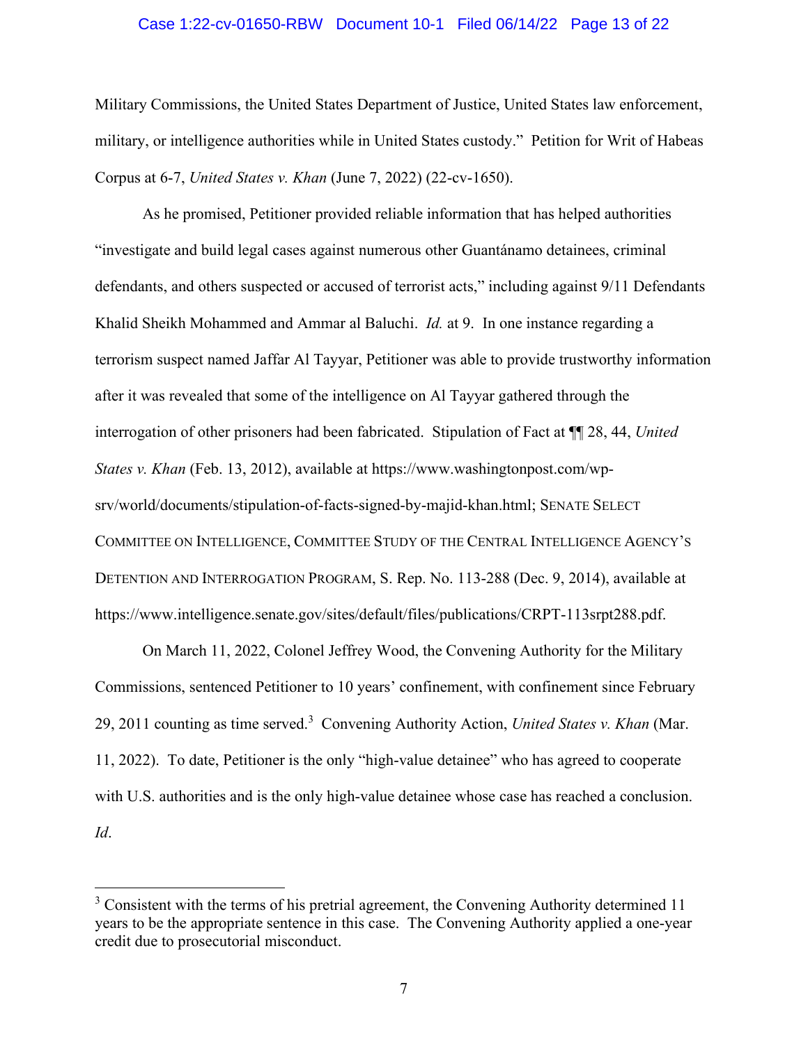Military Commissions, the United States Department of Justice, United States law enforcement, military, or intelligence authorities while in United States custody." Petition for Writ of Habeas Corpus at 6-7, *United States v. Khan* (June 7, 2022) (22-cv-1650).

As he promised, Petitioner provided reliable information that has helped authorities "investigate and build legal cases against numerous other Guantánamo detainees, criminal defendants, and others suspected or accused of terrorist acts," including against 9/11 Defendants Khalid Sheikh Mohammed and Ammar al Baluchi. *Id.* at 9. In one instance regarding a terrorism suspect named Jaffar Al Tayyar, Petitioner was able to provide trustworthy information after it was revealed that some of the intelligence on Al Tayyar gathered through the interrogation of other prisoners had been fabricated. Stipulation of Fact at ¶¶ 28, 44, *United States v. Khan* (Feb. 13, 2012), available at https://www.washingtonpost.com/wp-srv/world/documents/stipulation-of-facts-signed-by-majid-khan.html; SENATE SELECT COMMITTEE ON INTELLIGENCE, COMMITTEE STUDY OF THE CENTRAL INTELLIGENCE AGENCY'S DETENTION AND INTERROGATION PROGRAM, S. Rep. No. 113-288 (Dec. 9, 2014), available at https://www.intelligence.senate.gov/sites/default/files/publications/CRPT-113srpt288.pdf.

On March 11, 2022, Colonel Jeffrey Wood, the Convening Authority for the Military Commissions, sentenced Petitioner to 10 years' confinement, with confinement since February 29, 2011 counting as time served.[3] Convening Authority Action, *United States v. Khan* (Mar. 11, 2022). To date, Petitioner is the only "high-value detainee" who has agreed to cooperate with U.S. authorities and is the only high-value detainee whose case has reached a conclusion. *Id*.

---

[3] Consistent with the terms of his pretrial agreement, the Convening Authority determined 11 years to be the appropriate sentence in this case. The Convening Authority applied a one-year credit due to prosecutorial misconduct.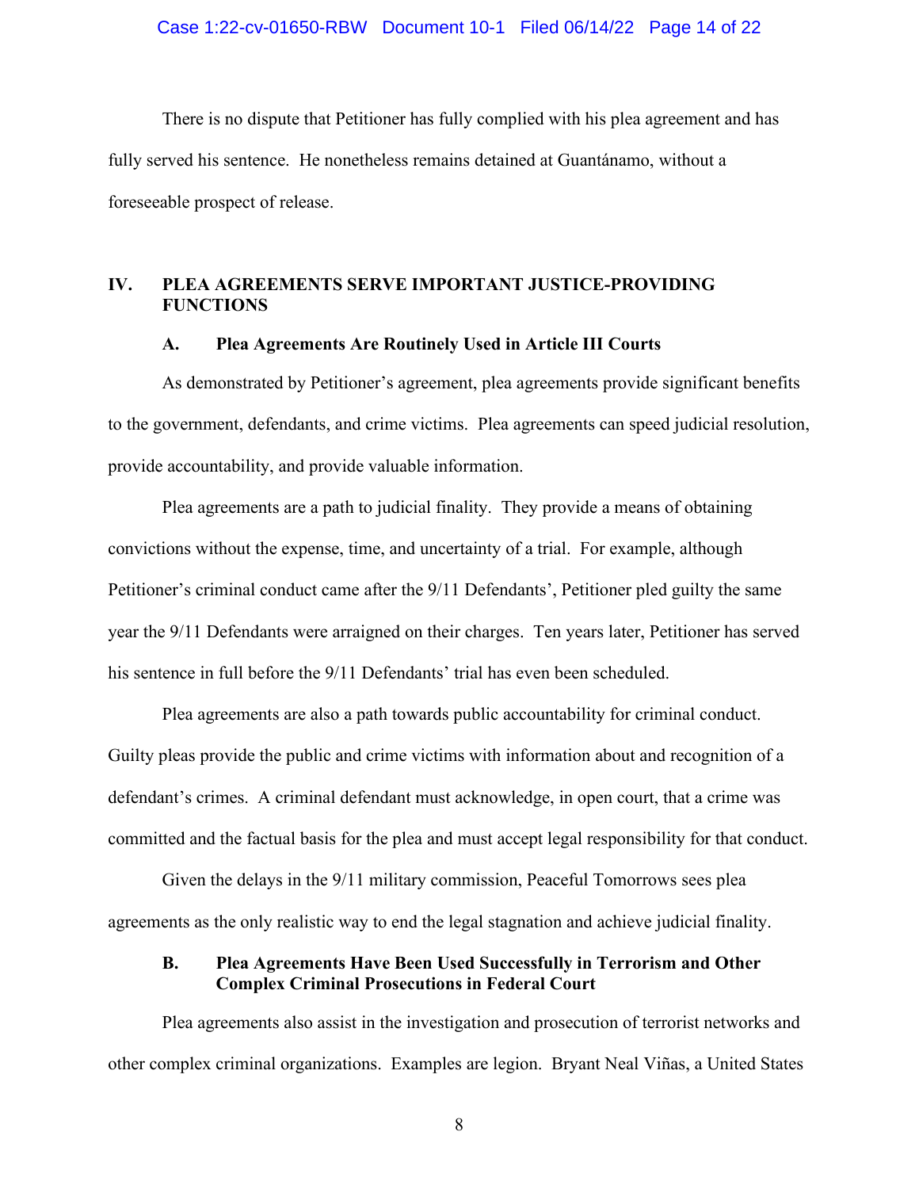There is no dispute that Petitioner has fully complied with his plea agreement and has fully served his sentence. He nonetheless remains detained at Guantánamo, without a foreseeable prospect of release.

## IV. PLEA AGREEMENTS SERVE IMPORTANT JUSTICE-PROVIDING FUNCTIONS

### A. Plea Agreements Are Routinely Used in Article III Courts

As demonstrated by Petitioner's agreement, plea agreements provide significant benefits to the government, defendants, and crime victims. Plea agreements can speed judicial resolution, provide accountability, and provide valuable information.

Plea agreements are a path to judicial finality. They provide a means of obtaining convictions without the expense, time, and uncertainty of a trial. For example, although Petitioner's criminal conduct came after the 9/11 Defendants', Petitioner pled guilty the same year the 9/11 Defendants were arraigned on their charges. Ten years later, Petitioner has served his sentence in full before the 9/11 Defendants' trial has even been scheduled.

Plea agreements are also a path towards public accountability for criminal conduct. Guilty pleas provide the public and crime victims with information about and recognition of a defendant's crimes. A criminal defendant must acknowledge, in open court, that a crime was committed and the factual basis for the plea and must accept legal responsibility for that conduct.

Given the delays in the 9/11 military commission, Peaceful Tomorrows sees plea agreements as the only realistic way to end the legal stagnation and achieve judicial finality.

### B. Plea Agreements Have Been Used Successfully in Terrorism and Other Complex Criminal Prosecutions in Federal Court

Plea agreements also assist in the investigation and prosecution of terrorist networks and other complex criminal organizations. Examples are legion. Bryant Neal Viñas, a United States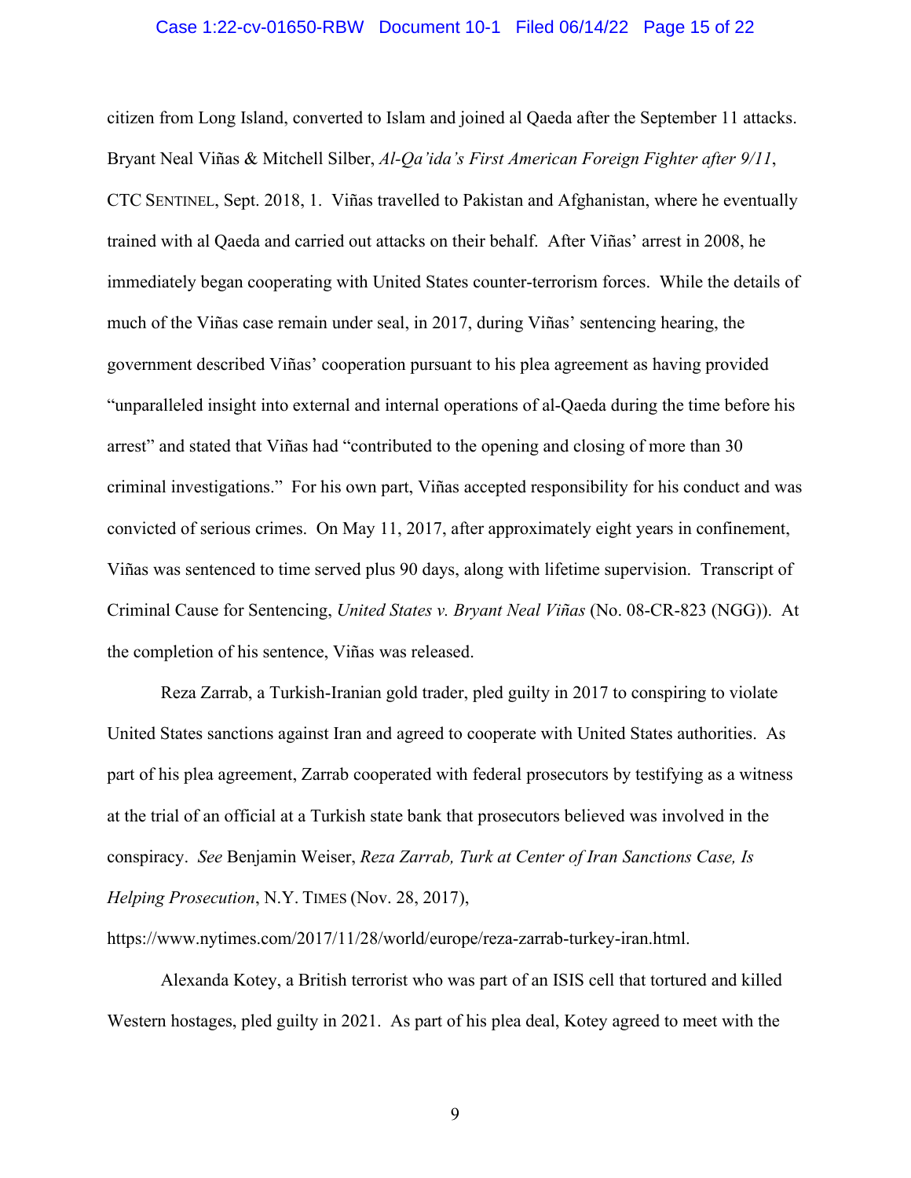citizen from Long Island, converted to Islam and joined al Qaeda after the September 11 attacks. Bryant Neal Viñas & Mitchell Silber, *Al-Qa'ida's First American Foreign Fighter after 9/11*, CTC SENTINEL, Sept. 2018, 1. Viñas travelled to Pakistan and Afghanistan, where he eventually trained with al Qaeda and carried out attacks on their behalf. After Viñas' arrest in 2008, he immediately began cooperating with United States counter-terrorism forces. While the details of much of the Viñas case remain under seal, in 2017, during Viñas' sentencing hearing, the government described Viñas' cooperation pursuant to his plea agreement as having provided "unparalleled insight into external and internal operations of al-Qaeda during the time before his arrest" and stated that Viñas had "contributed to the opening and closing of more than 30 criminal investigations." For his own part, Viñas accepted responsibility for his conduct and was convicted of serious crimes. On May 11, 2017, after approximately eight years in confinement, Viñas was sentenced to time served plus 90 days, along with lifetime supervision. Transcript of Criminal Cause for Sentencing, *United States v. Bryant Neal Viñas* (No. 08-CR-823 (NGG)). At the completion of his sentence, Viñas was released.

Reza Zarrab, a Turkish-Iranian gold trader, pled guilty in 2017 to conspiring to violate United States sanctions against Iran and agreed to cooperate with United States authorities. As part of his plea agreement, Zarrab cooperated with federal prosecutors by testifying as a witness at the trial of an official at a Turkish state bank that prosecutors believed was involved in the conspiracy. *See* Benjamin Weiser, *Reza Zarrab, Turk at Center of Iran Sanctions Case, Is Helping Prosecution*, N.Y. TIMES (Nov. 28, 2017), https://www.nytimes.com/2017/11/28/world/europe/reza-zarrab-turkey-iran.html.

Alexanda Kotey, a British terrorist who was part of an ISIS cell that tortured and killed Western hostages, pled guilty in 2021. As part of his plea deal, Kotey agreed to meet with the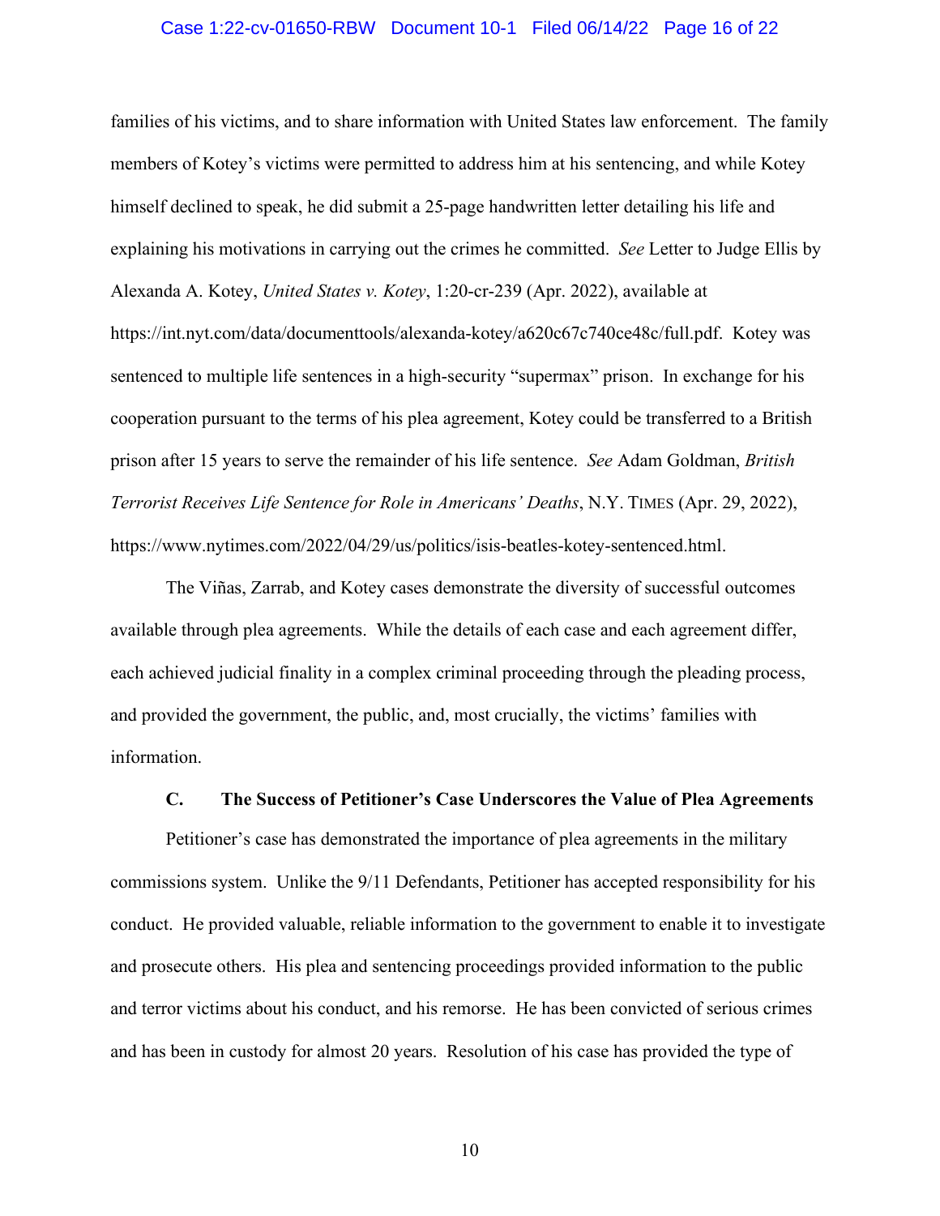families of his victims, and to share information with United States law enforcement. The family members of Kotey's victims were permitted to address him at his sentencing, and while Kotey himself declined to speak, he did submit a 25-page handwritten letter detailing his life and explaining his motivations in carrying out the crimes he committed. *See* Letter to Judge Ellis by Alexanda A. Kotey, *United States v. Kotey*, 1:20-cr-239 (Apr. 2022), available at https://int.nyt.com/data/documenttools/alexanda-kotey/a620c67c740ce48c/full.pdf. Kotey was sentenced to multiple life sentences in a high-security "supermax" prison. In exchange for his cooperation pursuant to the terms of his plea agreement, Kotey could be transferred to a British prison after 15 years to serve the remainder of his life sentence. *See* Adam Goldman, *British Terrorist Receives Life Sentence for Role in Americans' Deaths*, N.Y. TIMES (Apr. 29, 2022), https://www.nytimes.com/2022/04/29/us/politics/isis-beatles-kotey-sentenced.html.

The Viñas, Zarrab, and Kotey cases demonstrate the diversity of successful outcomes available through plea agreements. While the details of each case and each agreement differ, each achieved judicial finality in a complex criminal proceeding through the pleading process, and provided the government, the public, and, most crucially, the victims' families with information.

### C. The Success of Petitioner's Case Underscores the Value of Plea Agreements

Petitioner's case has demonstrated the importance of plea agreements in the military commissions system. Unlike the 9/11 Defendants, Petitioner has accepted responsibility for his conduct. He provided valuable, reliable information to the government to enable it to investigate and prosecute others. His plea and sentencing proceedings provided information to the public and terror victims about his conduct, and his remorse. He has been convicted of serious crimes and has been in custody for almost 20 years. Resolution of his case has provided the type of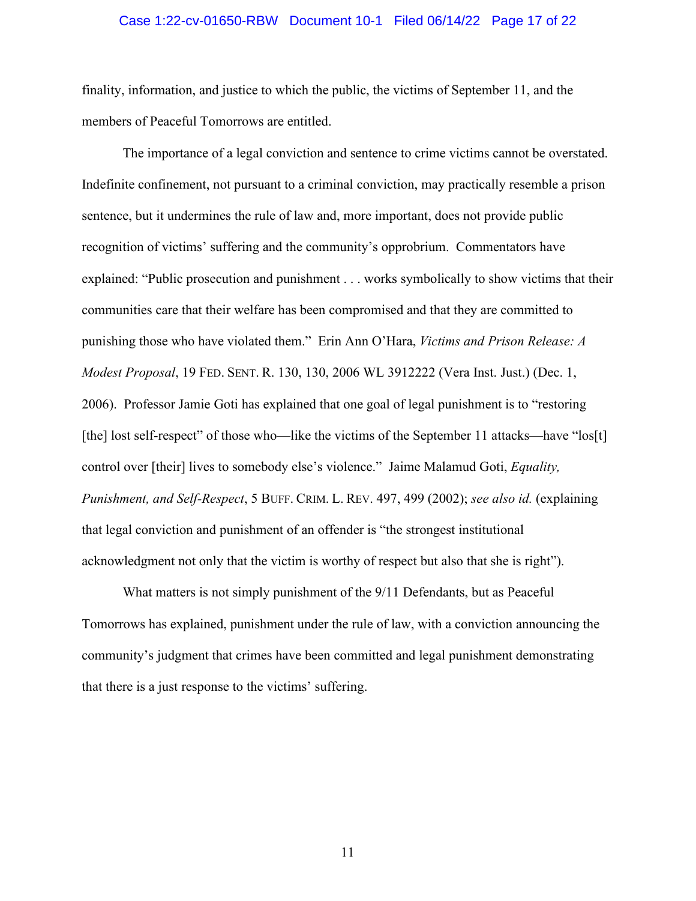finality, information, and justice to which the public, the victims of September 11, and the members of Peaceful Tomorrows are entitled.

The importance of a legal conviction and sentence to crime victims cannot be overstated. Indefinite confinement, not pursuant to a criminal conviction, may practically resemble a prison sentence, but it undermines the rule of law and, more important, does not provide public recognition of victims' suffering and the community's opprobrium. Commentators have explained: "Public prosecution and punishment . . . works symbolically to show victims that their communities care that their welfare has been compromised and that they are committed to punishing those who have violated them." Erin Ann O'Hara, *Victims and Prison Release: A Modest Proposal*, 19 FED. SENT. R. 130, 130, 2006 WL 3912222 (Vera Inst. Just.) (Dec. 1, 2006). Professor Jamie Goti has explained that one goal of legal punishment is to "restoring [the] lost self-respect" of those who—like the victims of the September 11 attacks—have "los[t] control over [their] lives to somebody else's violence." Jaime Malamud Goti, *Equality, Punishment, and Self-Respect*, 5 BUFF. CRIM. L. REV. 497, 499 (2002); *see also id.* (explaining that legal conviction and punishment of an offender is "the strongest institutional acknowledgment not only that the victim is worthy of respect but also that she is right").

What matters is not simply punishment of the 9/11 Defendants, but as Peaceful Tomorrows has explained, punishment under the rule of law, with a conviction announcing the community's judgment that crimes have been committed and legal punishment demonstrating that there is a just response to the victims' suffering.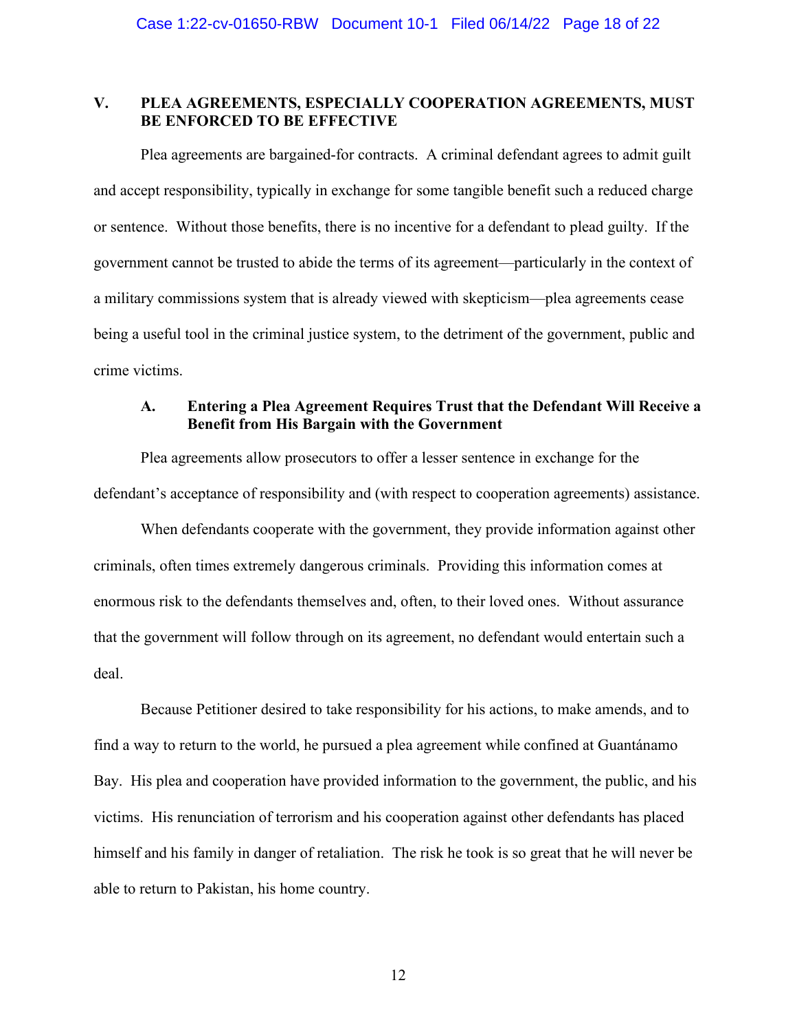## V. PLEA AGREEMENTS, ESPECIALLY COOPERATION AGREEMENTS, MUST BE ENFORCED TO BE EFFECTIVE

Plea agreements are bargained-for contracts. A criminal defendant agrees to admit guilt and accept responsibility, typically in exchange for some tangible benefit such a reduced charge or sentence. Without those benefits, there is no incentive for a defendant to plead guilty. If the government cannot be trusted to abide the terms of its agreement—particularly in the context of a military commissions system that is already viewed with skepticism—plea agreements cease being a useful tool in the criminal justice system, to the detriment of the government, public and crime victims.

### A. Entering a Plea Agreement Requires Trust that the Defendant Will Receive a Benefit from His Bargain with the Government

Plea agreements allow prosecutors to offer a lesser sentence in exchange for the defendant's acceptance of responsibility and (with respect to cooperation agreements) assistance.

When defendants cooperate with the government, they provide information against other criminals, often times extremely dangerous criminals. Providing this information comes at enormous risk to the defendants themselves and, often, to their loved ones. Without assurance that the government will follow through on its agreement, no defendant would entertain such a deal.

Because Petitioner desired to take responsibility for his actions, to make amends, and to find a way to return to the world, he pursued a plea agreement while confined at Guantánamo Bay. His plea and cooperation have provided information to the government, the public, and his victims. His renunciation of terrorism and his cooperation against other defendants has placed himself and his family in danger of retaliation. The risk he took is so great that he will never be able to return to Pakistan, his home country.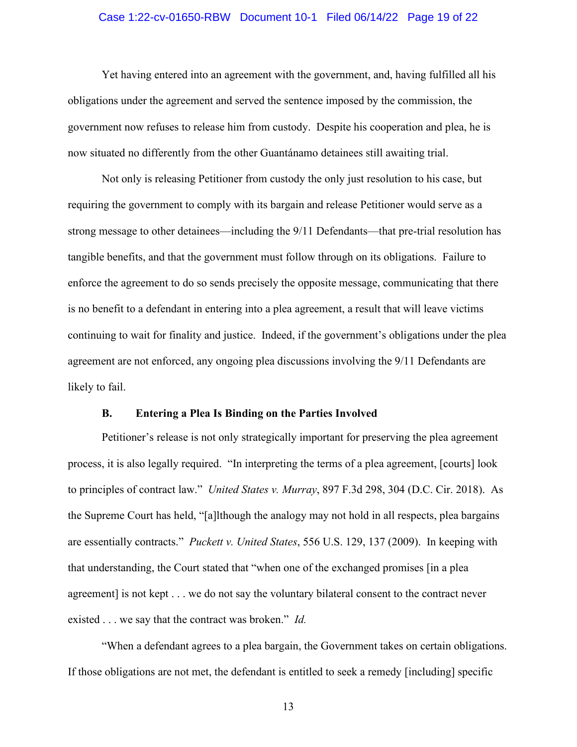Yet having entered into an agreement with the government, and, having fulfilled all his obligations under the agreement and served the sentence imposed by the commission, the government now refuses to release him from custody. Despite his cooperation and plea, he is now situated no differently from the other Guantánamo detainees still awaiting trial.

Not only is releasing Petitioner from custody the only just resolution to his case, but requiring the government to comply with its bargain and release Petitioner would serve as a strong message to other detainees—including the 9/11 Defendants—that pre-trial resolution has tangible benefits, and that the government must follow through on its obligations. Failure to enforce the agreement to do so sends precisely the opposite message, communicating that there is no benefit to a defendant in entering into a plea agreement, a result that will leave victims continuing to wait for finality and justice. Indeed, if the government's obligations under the plea agreement are not enforced, any ongoing plea discussions involving the 9/11 Defendants are likely to fail.

### B. Entering a Plea Is Binding on the Parties Involved

Petitioner's release is not only strategically important for preserving the plea agreement process, it is also legally required. "In interpreting the terms of a plea agreement, [courts] look to principles of contract law." *United States v. Murray*, 897 F.3d 298, 304 (D.C. Cir. 2018). As the Supreme Court has held, "[a]lthough the analogy may not hold in all respects, plea bargains are essentially contracts." *Puckett v. United States*, 556 U.S. 129, 137 (2009). In keeping with that understanding, the Court stated that "when one of the exchanged promises [in a plea agreement] is not kept . . . we do not say the voluntary bilateral consent to the contract never existed . . . we say that the contract was broken." *Id.*

"When a defendant agrees to a plea bargain, the Government takes on certain obligations. If those obligations are not met, the defendant is entitled to seek a remedy [including] specific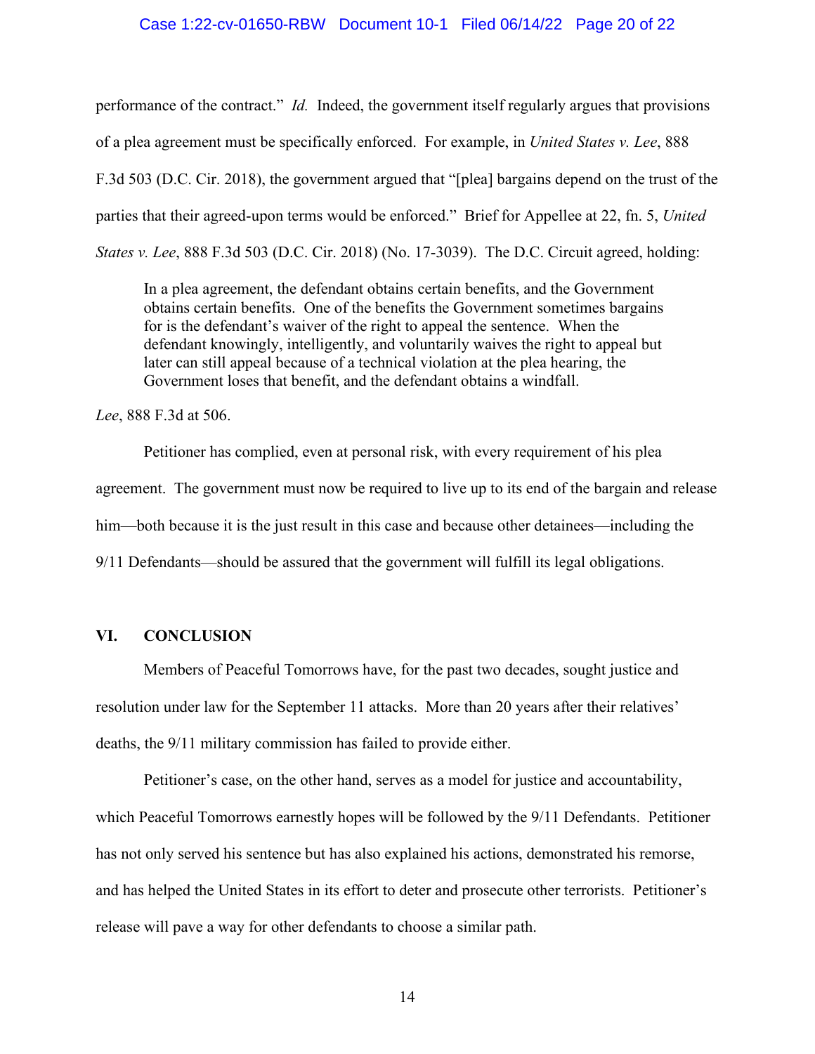performance of the contract." *Id.* Indeed, the government itself regularly argues that provisions of a plea agreement must be specifically enforced. For example, in *United States v. Lee*, 888 F.3d 503 (D.C. Cir. 2018), the government argued that "[plea] bargains depend on the trust of the parties that their agreed-upon terms would be enforced." Brief for Appellee at 22, fn. 5, *United States v. Lee*, 888 F.3d 503 (D.C. Cir. 2018) (No. 17-3039). The D.C. Circuit agreed, holding:

> In a plea agreement, the defendant obtains certain benefits, and the Government obtains certain benefits. One of the benefits the Government sometimes bargains for is the defendant's waiver of the right to appeal the sentence. When the defendant knowingly, intelligently, and voluntarily waives the right to appeal but later can still appeal because of a technical violation at the plea hearing, the Government loses that benefit, and the defendant obtains a windfall.

*Lee*, 888 F.3d at 506.

Petitioner has complied, even at personal risk, with every requirement of his plea agreement. The government must now be required to live up to its end of the bargain and release him—both because it is the just result in this case and because other detainees—including the 9/11 Defendants—should be assured that the government will fulfill its legal obligations.

## VI. CONCLUSION

Members of Peaceful Tomorrows have, for the past two decades, sought justice and resolution under law for the September 11 attacks. More than 20 years after their relatives' deaths, the 9/11 military commission has failed to provide either.

Petitioner's case, on the other hand, serves as a model for justice and accountability, which Peaceful Tomorrows earnestly hopes will be followed by the 9/11 Defendants. Petitioner has not only served his sentence but has also explained his actions, demonstrated his remorse, and has helped the United States in its effort to deter and prosecute other terrorists. Petitioner's release will pave a way for other defendants to choose a similar path.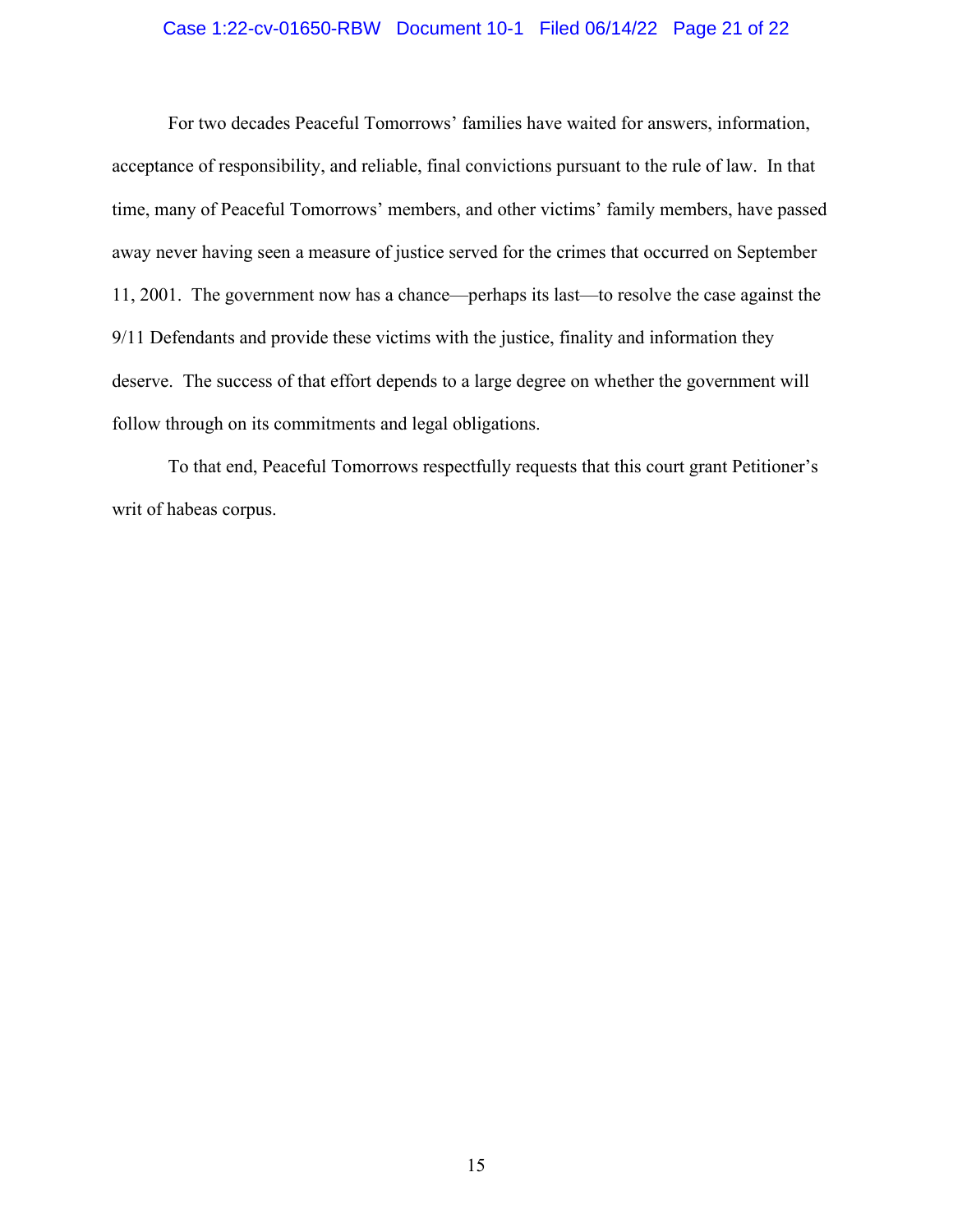For two decades Peaceful Tomorrows' families have waited for answers, information, acceptance of responsibility, and reliable, final convictions pursuant to the rule of law. In that time, many of Peaceful Tomorrows' members, and other victims' family members, have passed away never having seen a measure of justice served for the crimes that occurred on September 11, 2001. The government now has a chance—perhaps its last—to resolve the case against the 9/11 Defendants and provide these victims with the justice, finality and information they deserve. The success of that effort depends to a large degree on whether the government will follow through on its commitments and legal obligations.

To that end, Peaceful Tomorrows respectfully requests that this court grant Petitioner's writ of habeas corpus.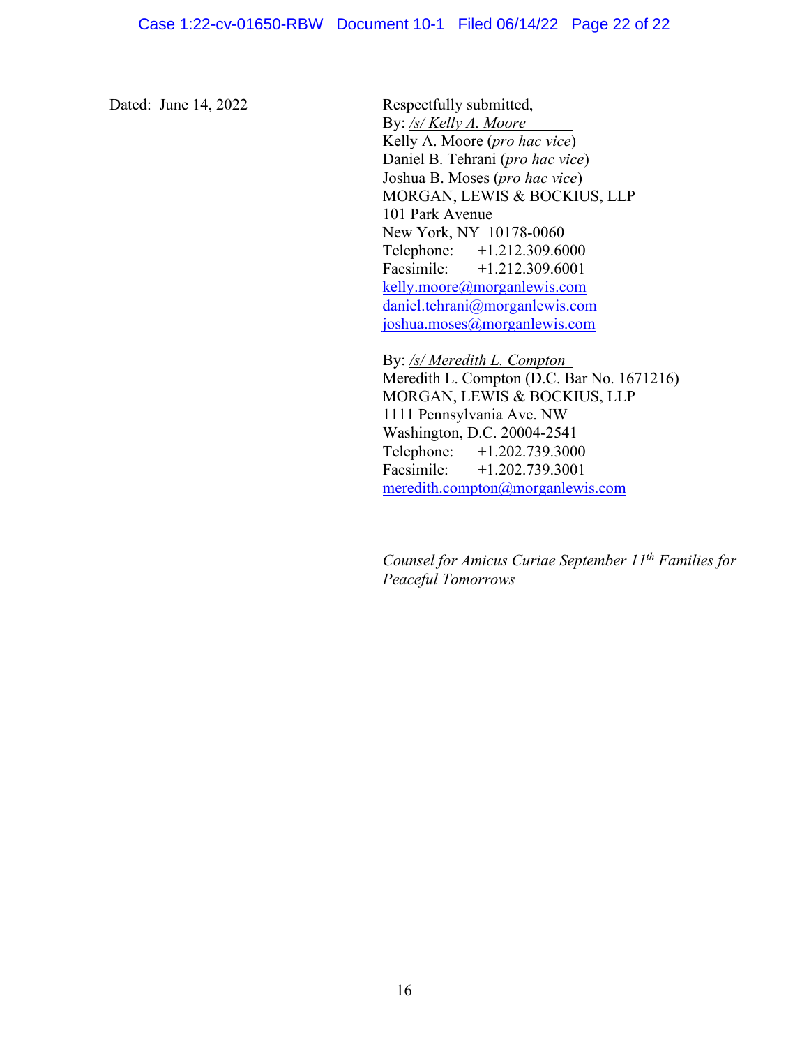Dated: June 14, 2022

Respectfully submitted,

By: /s/ *Kelly A. Moore*

Kelly A. Moore (*pro hac vice*)
Daniel B. Tehrani (*pro hac vice*)
Joshua B. Moses (*pro hac vice*)
MORGAN, LEWIS & BOCKIUS, LLP
101 Park Avenue
New York, NY 10178-0060
Telephone: +1.212.309.6000
Facsimile: +1.212.309.6001
kelly.moore@morganlewis.com
daniel.tehrani@morganlewis.com
joshua.moses@morganlewis.com

By: /s/ *Meredith L. Compton*

Meredith L. Compton (D.C. Bar No. 1671216)
MORGAN, LEWIS & BOCKIUS, LLP
1111 Pennsylvania Ave. NW
Washington, D.C. 20004-2541
Telephone: +1.202.739.3000
Facsimile: +1.202.739.3001
meredith.compton@morganlewis.com

*Counsel for Amicus Curiae September 11th Families for Peaceful Tomorrows*